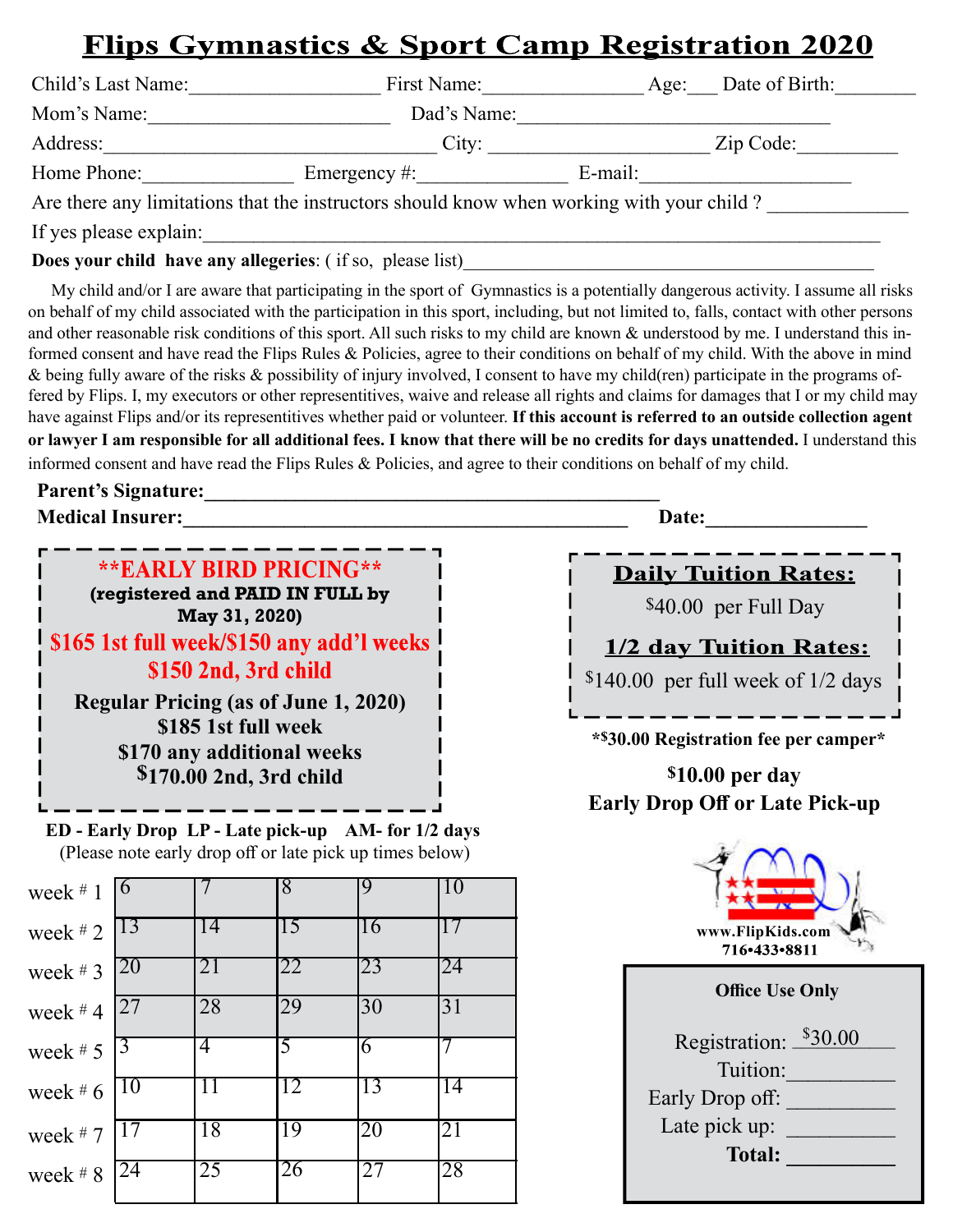# Flips Gymnastics & Sport Camp Registration 2020

Child's Last Name:__________________ First Name:_______________ Age:___ Date of Birth:________

Mom's Name:_______________________ Dad's Name:______________________________

Address:________________________________ City: _____________________ Zip Code:_________

Home Phone:_______________ Emergency #:_______________ E-mail:_____________________

Are there any limitations that the instructors should know when working with your child ? _____________

If yes please explain:_________________________________________________________________

**Does your child have any allegeries**: ( if so, please list)________________________________________

My child and/or I are aware that participating in the sport of Gymnastics is a potentially dangerous activity. I assume all risks on behalf of my child associated with the participation in this sport, including, but not limited to, falls, contact with other persons and other reasonable risk conditions of this sport. All such risks to my child are known & understood by me. I understand this informed consent and have read the Flips Rules & Policies, agree to their conditions on behalf of my child. With the above in mind & being fully aware of the risks & possibility of injury involved, I consent to have my child(ren) participate in the programs offered by Flips. I, my executors or other representitives, waive and release all rights and claims for damages that I or my child may have against Flips and/or its representitives whether paid or volunteer. **If this account is referred to an outside collection agent or lawyer I am responsible for all additional fees. I know that there will be no credits for days unattended.** I understand this informed consent and have read the Flips Rules & Policies, and agree to their conditions on behalf of my child.

**Parent's Signature:**_____________________________________________

**Medical Insurer:**___________________________________________ **Date:**________________

**\*\*EARLY BIRD PRICING\*\***

**(registered and PAID IN FULL by May 31, 2020)**

**$165 1st full week/$150 any add'l weeks**

**$150 2nd, 3rd child**

**Regular Pricing (as of June 1, 2020)**

**$185 1st full week**

**$170 any additional weeks**

**$170.00 2nd, 3rd child**

**Daily Tuition Rates:**

$40.00 per Full Day

**1/2 day Tuition Rates:**

$140.00 per full week of 1/2 days

**\*$30.00 Registration fee per camper\***

**$10.00 per day**
**Early Drop Off or Late Pick-up**

**ED - Early Drop LP - Late pick-up AM- for 1/2 days**
(Please note early drop off or late pick up times below)

| | | | | | |
|---|---|---|---|---|---|
| week # 1 | 6 | 7 | 8 | 9 | 10 |
| week # 2 | 13 | 14 | 15 | 16 | 17 |
| week # 3 | 20 | 21 | 22 | 23 | 24 |
| week # 4 | 27 | 28 | 29 | 30 | 31 |
| week # 5 | 3 | 4 | 5 | 6 | 7 |
| week # 6 | 10 | 11 | 12 | 13 | 14 |
| week # 7 | 17 | 18 | 19 | 20 | 21 |
| week # 8 | 24 | 25 | 26 | 27 | 28 |

www.FlipKids.com
716•433•8811

**Office Use Only**

Registration: $30.00
Tuition:__________
Early Drop off: __________
Late pick up: __________
**Total:** __________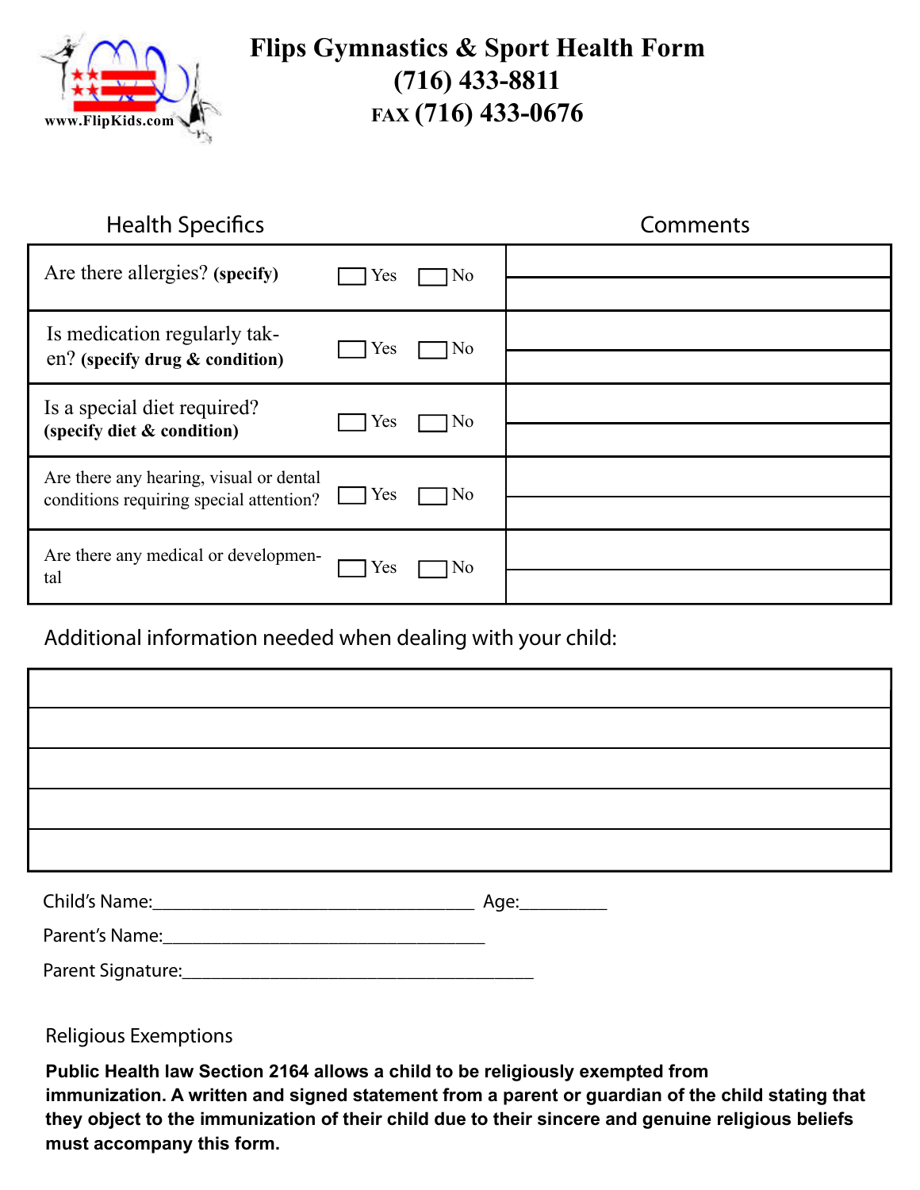# Flips Gymnastics & Sport Health Form

**(716) 433-8811**

**FAX (716) 433-0676**

www.FlipKids.com

| Health Specifics | | Comments |
| --- | --- | --- |
| Are there allergies? **(specify)** | ☐ Yes ☐ No | |
| Is medication regularly taken? **(specify drug & condition)** | ☐ Yes ☐ No | |
| Is a special diet required? **(specify diet & condition)** | ☐ Yes ☐ No | |
| Are there any hearing, visual or dental conditions requiring special attention? | ☐ Yes ☐ No | |
| Are there any medical or developmental | ☐ Yes ☐ No | |

Additional information needed when dealing with your child:

| |
| --- |
| |
| |
| |
| |
| |

Child's Name:___________________________________ Age:_________

Parent's Name:___________________________________

Parent Signature:___________________________________

Religious Exemptions

**Public Health law Section 2164 allows a child to be religiously exempted from immunization. A written and signed statement from a parent or guardian of the child stating that they object to the immunization of their child due to their sincere and genuine religious beliefs must accompany this form.**